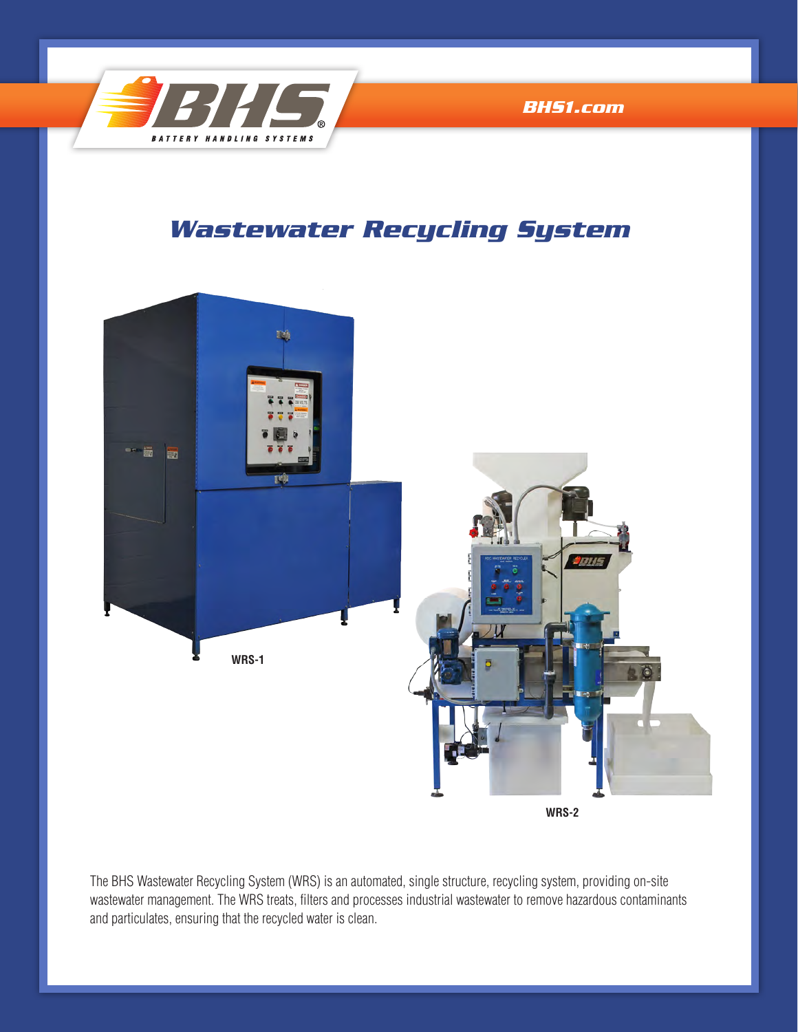BHS1.com

# Wastewater Recycling System

WRS-1

WRS-2

The BHS Wastewater Recycling System (WRS) is an automated, single structure, recycling system, providing on-site wastewater management. The WRS treats, filters and processes industrial wastewater to remove hazardous contaminants and particulates, ensuring that the recycled water is clean.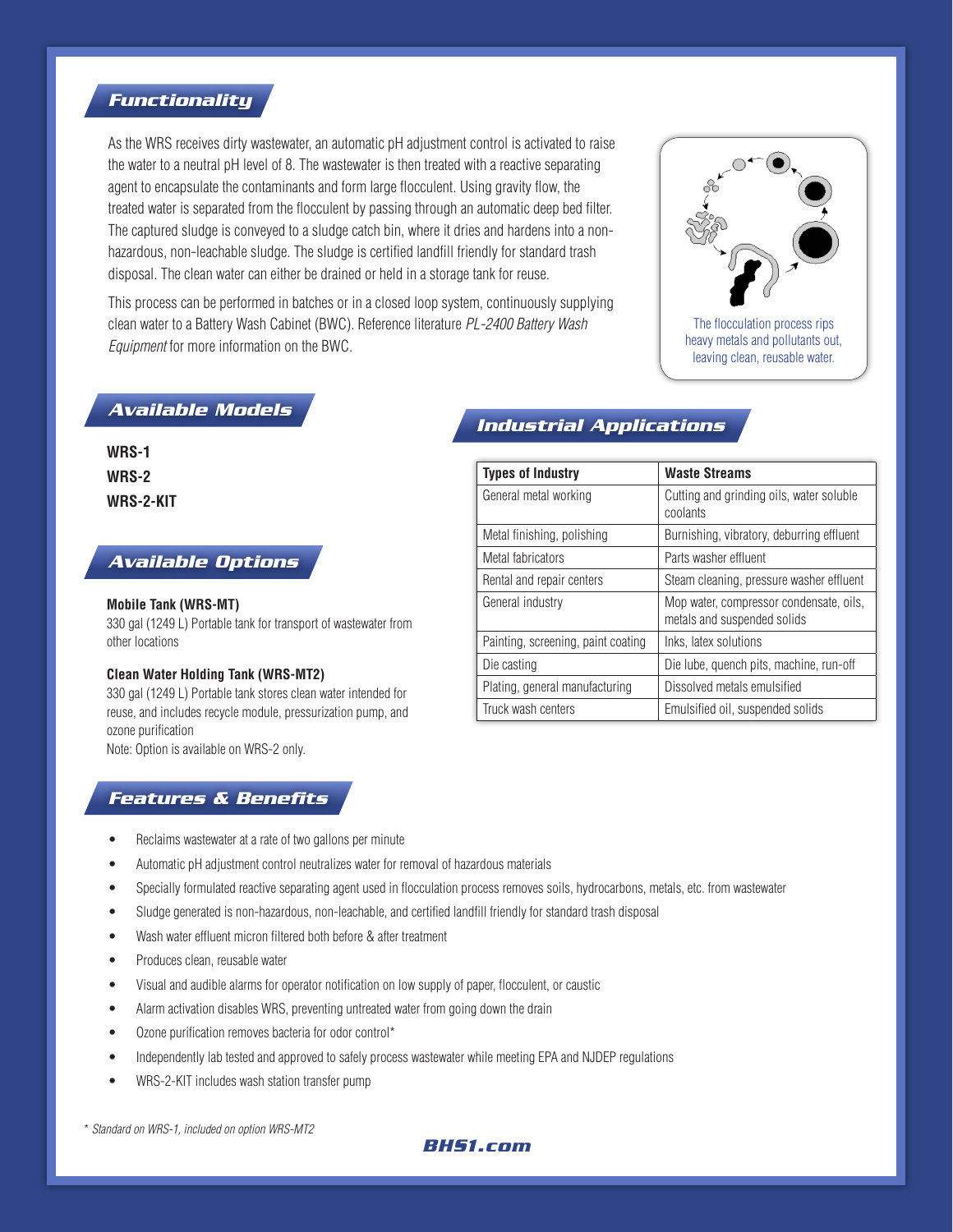## Functionality

As the WRS receives dirty wastewater, an automatic pH adjustment control is activated to raise the water to a neutral pH level of 8. The wastewater is then treated with a reactive separating agent to encapsulate the contaminants and form large flocculent. Using gravity flow, the treated water is separated from the flocculent by passing through an automatic deep bed filter. The captured sludge is conveyed to a sludge catch bin, where it dries and hardens into a non-hazardous, non-leachable sludge. The sludge is certified landfill friendly for standard trash disposal. The clean water can either be drained or held in a storage tank for reuse.

This process can be performed in batches or in a closed loop system, continuously supplying clean water to a Battery Wash Cabinet (BWC). Reference literature *PL-2400 Battery Wash Equipment* for more information on the BWC.

The flocculation process rips heavy metals and pollutants out, leaving clean, reusable water.

## Available Models

**WRS-1**
**WRS-2**
**WRS-2-KIT**

## Available Options

**Mobile Tank (WRS-MT)**
330 gal (1249 L) Portable tank for transport of wastewater from other locations

**Clean Water Holding Tank (WRS-MT2)**
330 gal (1249 L) Portable tank stores clean water intended for reuse, and includes recycle module, pressurization pump, and ozone purification
Note: Option is available on WRS-2 only.

## Industrial Applications

| Types of Industry | Waste Streams |
|---|---|
| General metal working | Cutting and grinding oils, water soluble coolants |
| Metal finishing, polishing | Burnishing, vibratory, deburring effluent |
| Metal fabricators | Parts washer effluent |
| Rental and repair centers | Steam cleaning, pressure washer effluent |
| General industry | Mop water, compressor condensate, oils, metals and suspended solids |
| Painting, screening, paint coating | Inks, latex solutions |
| Die casting | Die lube, quench pits, machine, run-off |
| Plating, general manufacturing | Dissolved metals emulsified |
| Truck wash centers | Emulsified oil, suspended solids |

## Features & Benefits

- Reclaims wastewater at a rate of two gallons per minute
- Automatic pH adjustment control neutralizes water for removal of hazardous materials
- Specially formulated reactive separating agent used in flocculation process removes soils, hydrocarbons, metals, etc. from wastewater
- Sludge generated is non-hazardous, non-leachable, and certified landfill friendly for standard trash disposal
- Wash water effluent micron filtered both before & after treatment
- Produces clean, reusable water
- Visual and audible alarms for operator notification on low supply of paper, flocculent, or caustic
- Alarm activation disables WRS, preventing untreated water from going down the drain
- Ozone purification removes bacteria for odor control*
- Independently lab tested and approved to safely process wastewater while meeting EPA and NJDEP regulations
- WRS-2-KIT includes wash station transfer pump

*\* Standard on WRS-1, included on option WRS-MT2*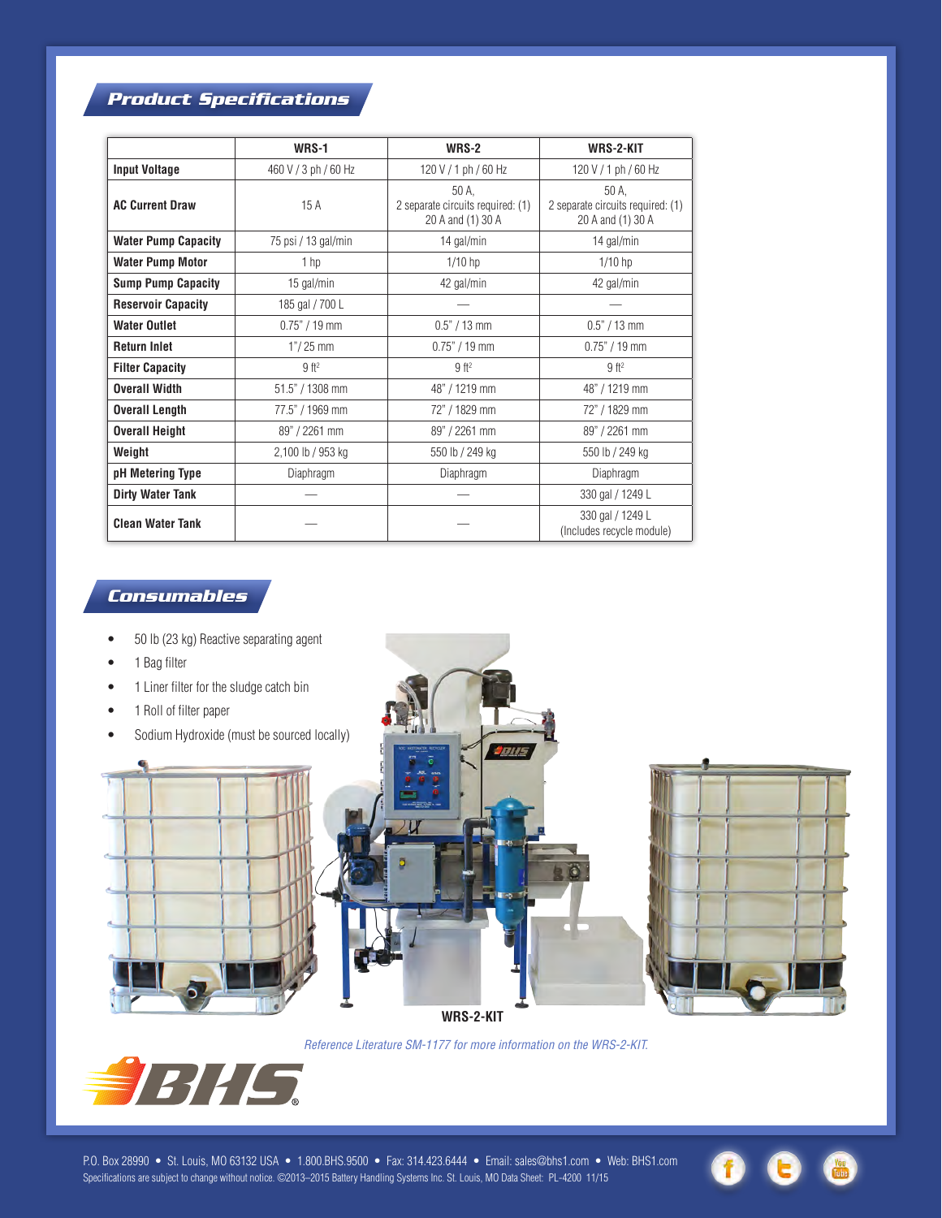## Product Specifications

| | WRS-1 | WRS-2 | WRS-2-KIT |
|---|---|---|---|
| **Input Voltage** | 460 V / 3 ph / 60 Hz | 120 V / 1 ph / 60 Hz | 120 V / 1 ph / 60 Hz |
| **AC Current Draw** | 15 A | 50 A, 2 separate circuits required: (1) 20 A and (1) 30 A | 50 A, 2 separate circuits required: (1) 20 A and (1) 30 A |
| **Water Pump Capacity** | 75 psi / 13 gal/min | 14 gal/min | 14 gal/min |
| **Water Pump Motor** | 1 hp | 1/10 hp | 1/10 hp |
| **Sump Pump Capacity** | 15 gal/min | 42 gal/min | 42 gal/min |
| **Reservoir Capacity** | 185 gal / 700 L | — | — |
| **Water Outlet** | 0.75" / 19 mm | 0.5" / 13 mm | 0.5" / 13 mm |
| **Return Inlet** | 1"/ 25 mm | 0.75" / 19 mm | 0.75" / 19 mm |
| **Filter Capacity** | 9 ft² | 9 ft² | 9 ft² |
| **Overall Width** | 51.5" / 1308 mm | 48" / 1219 mm | 48" / 1219 mm |
| **Overall Length** | 77.5" / 1969 mm | 72" / 1829 mm | 72" / 1829 mm |
| **Overall Height** | 89" / 2261 mm | 89" / 2261 mm | 89" / 2261 mm |
| **Weight** | 2,100 lb / 953 kg | 550 lb / 249 kg | 550 lb / 249 kg |
| **pH Metering Type** | Diaphragm | Diaphragm | Diaphragm |
| **Dirty Water Tank** | — | — | 330 gal / 1249 L |
| **Clean Water Tank** | — | — | 330 gal / 1249 L (Includes recycle module) |

## Consumables

- 50 lb (23 kg) Reactive separating agent
- 1 Bag filter
- 1 Liner filter for the sludge catch bin
- 1 Roll of filter paper
- Sodium Hydroxide (must be sourced locally)

WRS-2-KIT

*Reference Literature SM-1177 for more information on the WRS-2-KIT.*

P.O. Box 28990 • St. Louis, MO 63132 USA • 1.800.BHS.9500 • Fax: 314.423.6444 • Email: sales@bhs1.com • Web: BHS1.com
Specifications are subject to change without notice. ©2013–2015 Battery Handling Systems Inc. St. Louis, MO Data Sheet: PL-4200 11/15